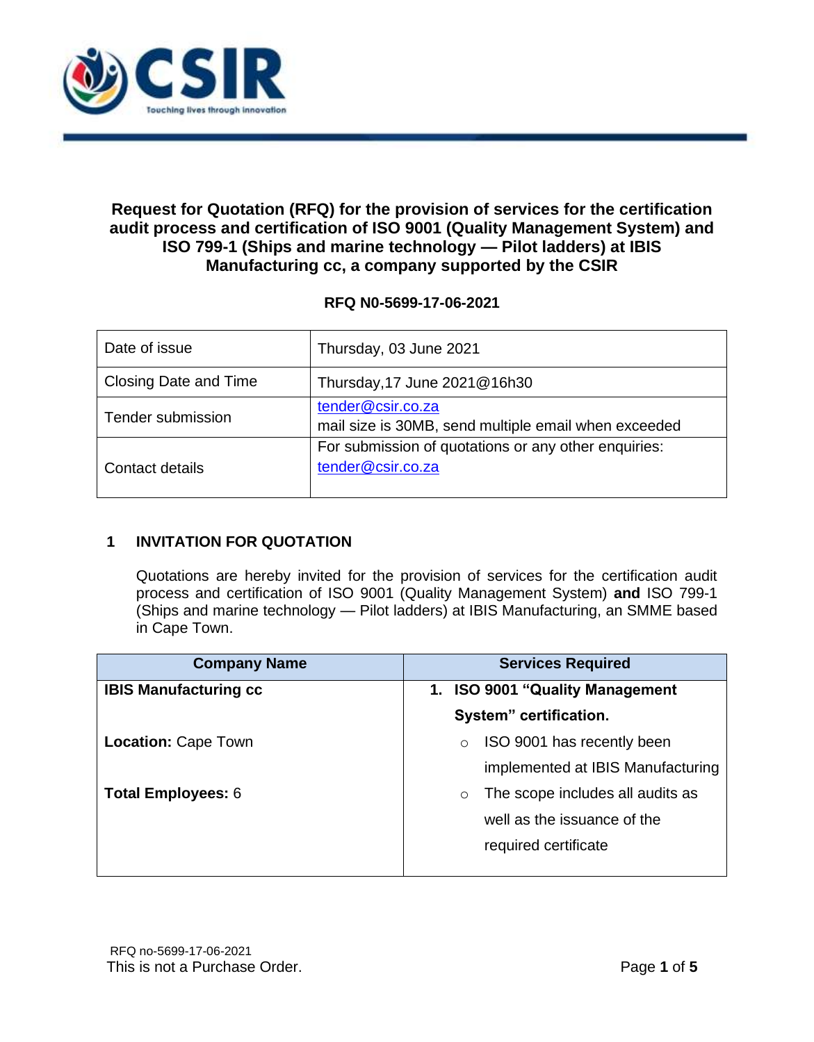# Request for Quotation (RFQ) for the provision of services for the certification audit process and certification of ISO 9001 (Quality Management System) and ISO 799-1 (Ships and marine technology — Pilot ladders) at IBIS Manufacturing cc, a company supported by the CSIR

**RFQ N0-5699-17-06-2021**

| | |
|---|---|
| Date of issue | Thursday, 03 June 2021 |
| Closing Date and Time | Thursday,17 June 2021@16h30 |
| Tender submission | tender@csir.co.za<br>mail size is 30MB, send multiple email when exceeded |
| Contact details | For submission of quotations or any other enquiries:<br>tender@csir.co.za |

## 1 INVITATION FOR QUOTATION

Quotations are hereby invited for the provision of services for the certification audit process and certification of ISO 9001 (Quality Management System) **and** ISO 799-1 (Ships and marine technology — Pilot ladders) at IBIS Manufacturing, an SMME based in Cape Town.

| Company Name | Services Required |
|---|---|
| **IBIS Manufacturing cc**<br><br>**Location:** Cape Town<br><br>**Total Employees:** 6 | 1. **ISO 9001 "Quality Management System" certification.**<br>○ ISO 9001 has recently been implemented at IBIS Manufacturing<br>○ The scope includes all audits as well as the issuance of the required certificate |

RFQ no-5699-17-06-2021
This is not a Purchase Order.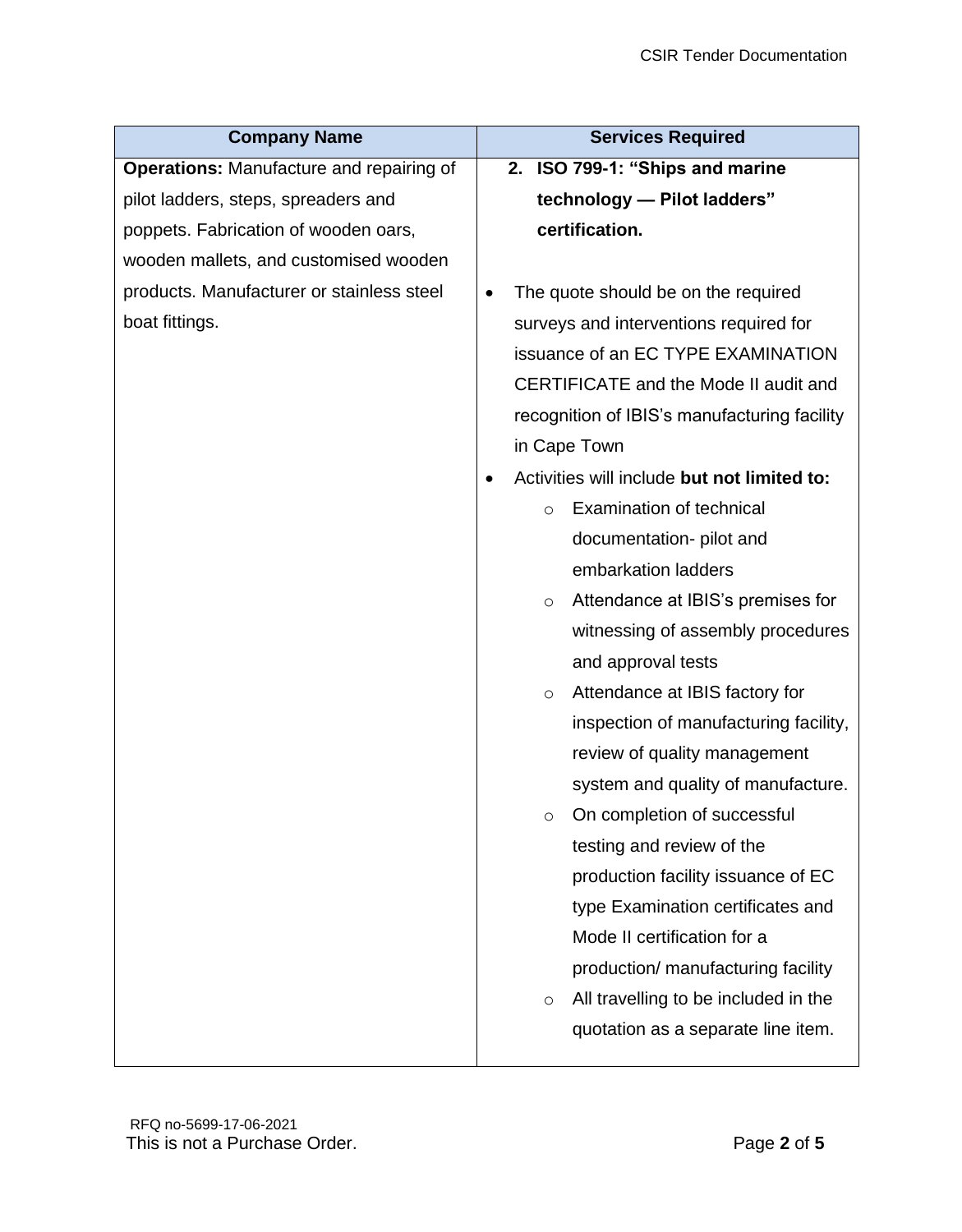| Company Name | Services Required |
|---|---|
| **Operations:** Manufacture and repairing of pilot ladders, steps, spreaders and poppets. Fabrication of wooden oars, wooden mallets, and customised wooden products. Manufacturer or stainless steel boat fittings. | **2. ISO 799-1: "Ships and marine technology — Pilot ladders" certification.**<br><br>• The quote should be on the required surveys and interventions required for issuance of an EC TYPE EXAMINATION CERTIFICATE and the Mode II audit and recognition of IBIS's manufacturing facility in Cape Town<br>• Activities will include **but not limited to:**<br>&nbsp;&nbsp;&nbsp;&nbsp;○ Examination of technical documentation- pilot and embarkation ladders<br>&nbsp;&nbsp;&nbsp;&nbsp;○ Attendance at IBIS's premises for witnessing of assembly procedures and approval tests<br>&nbsp;&nbsp;&nbsp;&nbsp;○ Attendance at IBIS factory for inspection of manufacturing facility, review of quality management system and quality of manufacture.<br>&nbsp;&nbsp;&nbsp;&nbsp;○ On completion of successful testing and review of the production facility issuance of EC type Examination certificates and Mode II certification for a production/ manufacturing facility<br>&nbsp;&nbsp;&nbsp;&nbsp;○ All travelling to be included in the quotation as a separate line item. |

RFQ no-5699-17-06-2021

This is not a Purchase Order.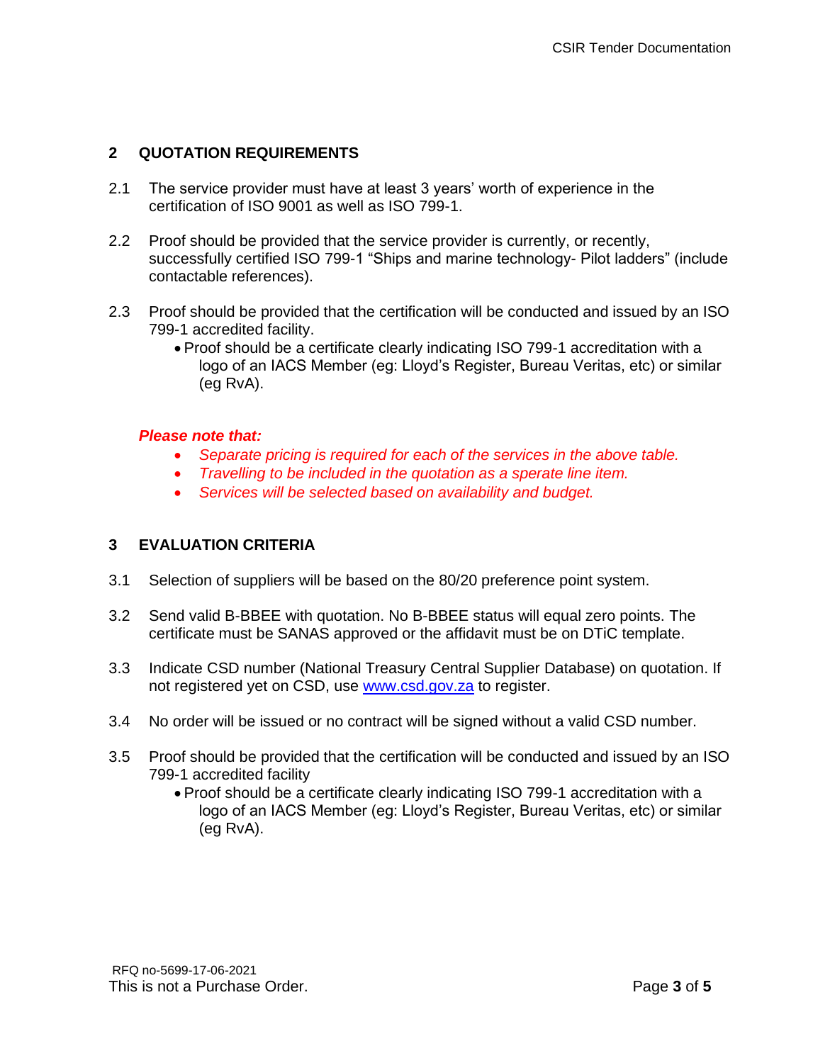## 2 QUOTATION REQUIREMENTS

2.1 The service provider must have at least 3 years' worth of experience in the certification of ISO 9001 as well as ISO 799-1.

2.2 Proof should be provided that the service provider is currently, or recently, successfully certified ISO 799-1 "Ships and marine technology- Pilot ladders" (include contactable references).

2.3 Proof should be provided that the certification will be conducted and issued by an ISO 799-1 accredited facility.

- Proof should be a certificate clearly indicating ISO 799-1 accreditation with a logo of an IACS Member (eg: Lloyd's Register, Bureau Veritas, etc) or similar (eg RvA).

***Please note that:***

- *Separate pricing is required for each of the services in the above table.*
- *Travelling to be included in the quotation as a sperate line item.*
- *Services will be selected based on availability and budget.*

## 3 EVALUATION CRITERIA

3.1 Selection of suppliers will be based on the 80/20 preference point system.

3.2 Send valid B-BBEE with quotation. No B-BBEE status will equal zero points. The certificate must be SANAS approved or the affidavit must be on DTiC template.

3.3 Indicate CSD number (National Treasury Central Supplier Database) on quotation. If not registered yet on CSD, use [www.csd.gov.za](http://www.csd.gov.za) to register.

3.4 No order will be issued or no contract will be signed without a valid CSD number.

3.5 Proof should be provided that the certification will be conducted and issued by an ISO 799-1 accredited facility

- Proof should be a certificate clearly indicating ISO 799-1 accreditation with a logo of an IACS Member (eg: Lloyd's Register, Bureau Veritas, etc) or similar (eg RvA).

RFQ no-5699-17-06-2021

This is not a Purchase Order.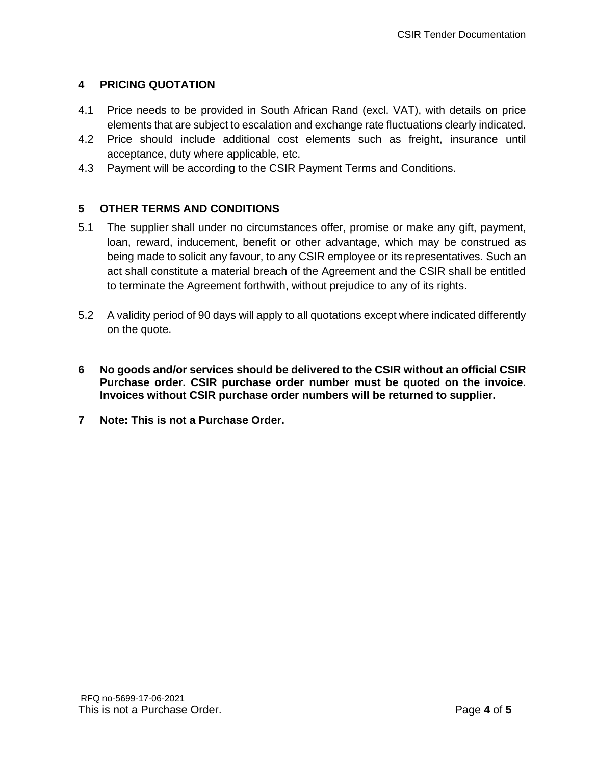## 4 PRICING QUOTATION

4.1 Price needs to be provided in South African Rand (excl. VAT), with details on price elements that are subject to escalation and exchange rate fluctuations clearly indicated.

4.2 Price should include additional cost elements such as freight, insurance until acceptance, duty where applicable, etc.

4.3 Payment will be according to the CSIR Payment Terms and Conditions.

## 5 OTHER TERMS AND CONDITIONS

5.1 The supplier shall under no circumstances offer, promise or make any gift, payment, loan, reward, inducement, benefit or other advantage, which may be construed as being made to solicit any favour, to any CSIR employee or its representatives. Such an act shall constitute a material breach of the Agreement and the CSIR shall be entitled to terminate the Agreement forthwith, without prejudice to any of its rights.

5.2 A validity period of 90 days will apply to all quotations except where indicated differently on the quote.

## 6 No goods and/or services should be delivered to the CSIR without an official CSIR Purchase order. CSIR purchase order number must be quoted on the invoice. Invoices without CSIR purchase order numbers will be returned to supplier.

## 7 Note: This is not a Purchase Order.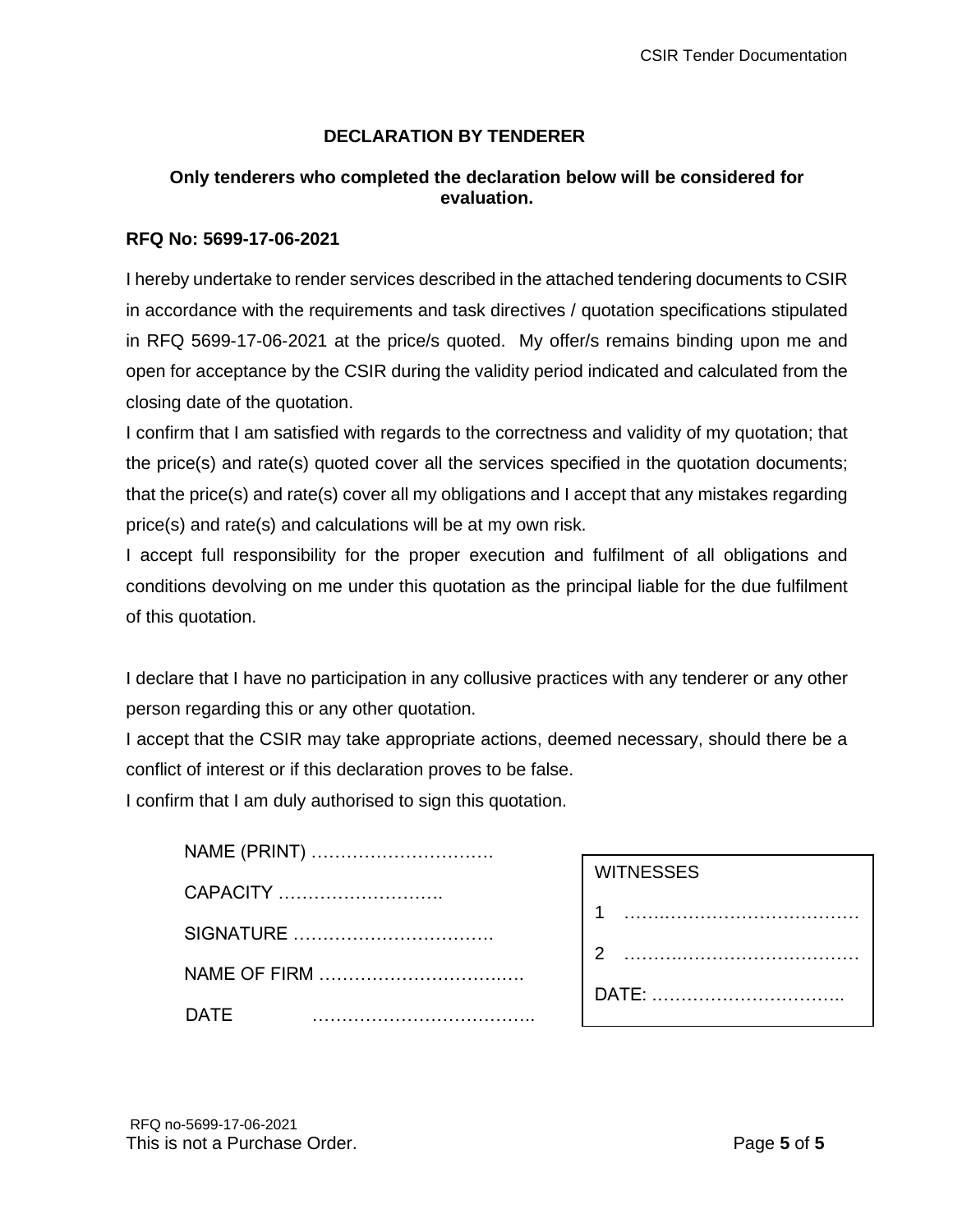## DECLARATION BY TENDERER

**Only tenderers who completed the declaration below will be considered for evaluation.**

**RFQ No: 5699-17-06-2021**

I hereby undertake to render services described in the attached tendering documents to CSIR in accordance with the requirements and task directives / quotation specifications stipulated in RFQ 5699-17-06-2021 at the price/s quoted. My offer/s remains binding upon me and open for acceptance by the CSIR during the validity period indicated and calculated from the closing date of the quotation.

I confirm that I am satisfied with regards to the correctness and validity of my quotation; that the price(s) and rate(s) quoted cover all the services specified in the quotation documents; that the price(s) and rate(s) cover all my obligations and I accept that any mistakes regarding price(s) and rate(s) and calculations will be at my own risk.

I accept full responsibility for the proper execution and fulfilment of all obligations and conditions devolving on me under this quotation as the principal liable for the due fulfilment of this quotation.

I declare that I have no participation in any collusive practices with any tenderer or any other person regarding this or any other quotation.

I accept that the CSIR may take appropriate actions, deemed necessary, should there be a conflict of interest or if this declaration proves to be false.

I confirm that I am duly authorised to sign this quotation.

NAME (PRINT) ………………………….

CAPACITY ……………………….

SIGNATURE …………………………….

NAME OF FIRM …………………………….

DATE ………………………………..

| WITNESSES |
|---|
| 1 ………………………………… |
| 2 ………………………………… |
| DATE: ………………………….. |

RFQ no-5699-17-06-2021

This is not a Purchase Order.